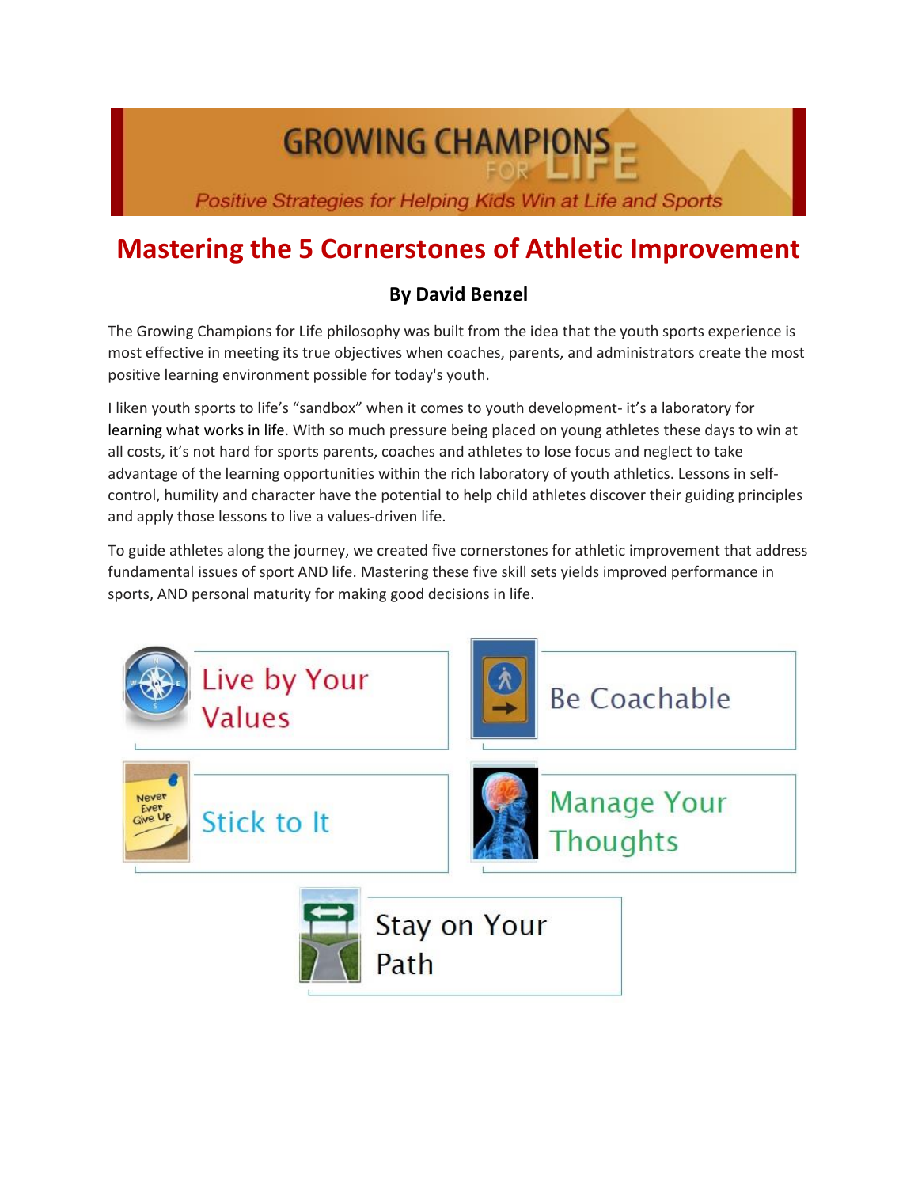GROWING CHAMPIONS FOR LIFE

*Positive Strategies for Helping Kids Win at Life and Sports*

# Mastering the 5 Cornerstones of Athletic Improvement

**By David Benzel**

The Growing Champions for Life philosophy was built from the idea that the youth sports experience is most effective in meeting its true objectives when coaches, parents, and administrators create the most positive learning environment possible for today's youth.

I liken youth sports to life's "sandbox" when it comes to youth development- it's a laboratory for learning what works in life. With so much pressure being placed on young athletes these days to win at all costs, it's not hard for sports parents, coaches and athletes to lose focus and neglect to take advantage of the learning opportunities within the rich laboratory of youth athletics. Lessons in self-control, humility and character have the potential to help child athletes discover their guiding principles and apply those lessons to live a values-driven life.

To guide athletes along the journey, we created five cornerstones for athletic improvement that address fundamental issues of sport AND life. Mastering these five skill sets yields improved performance in sports, AND personal maturity for making good decisions in life.

- Live by Your Values
- Be Coachable
- Stick to It
- Manage Your Thoughts
- Stay on Your Path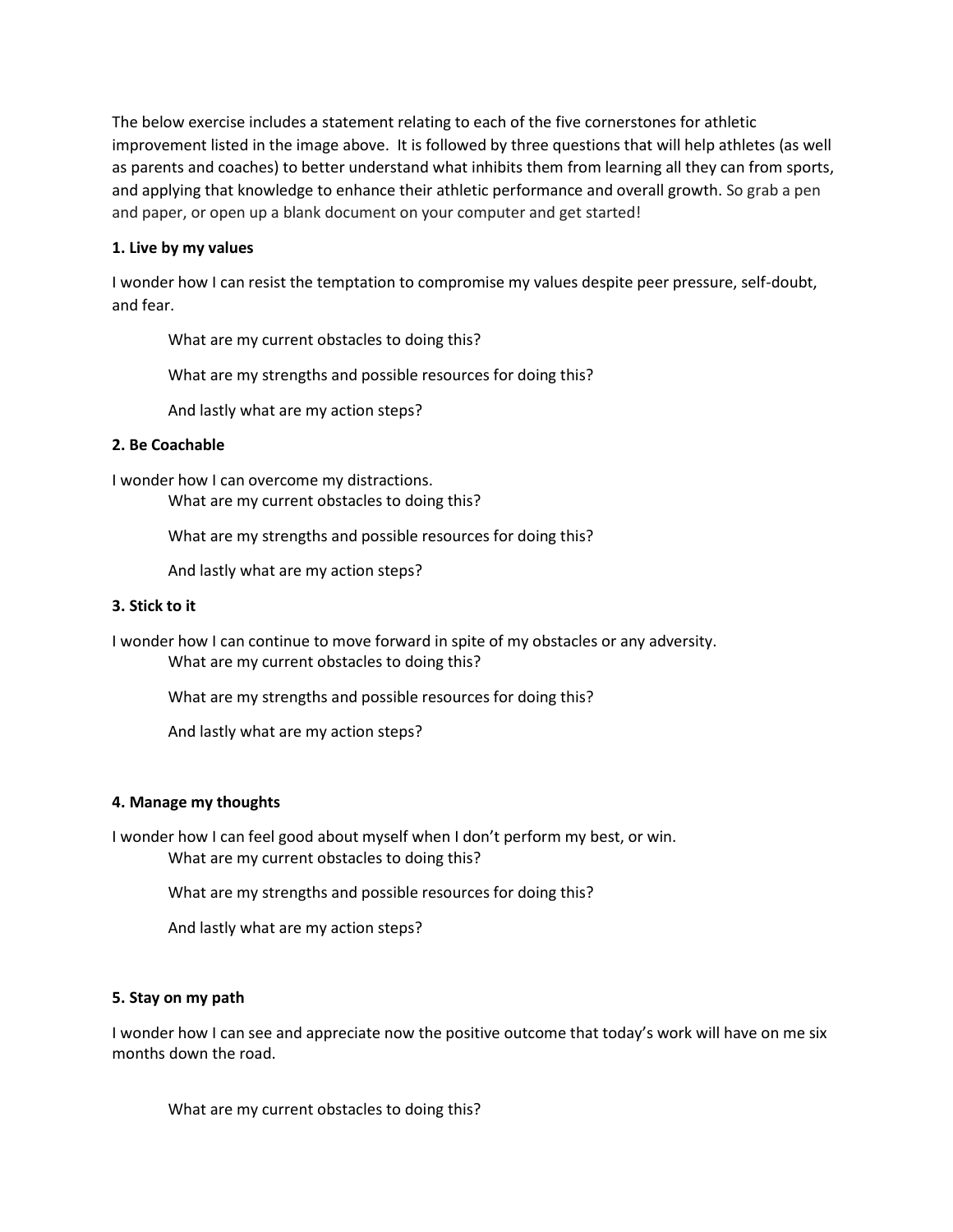The below exercise includes a statement relating to each of the five cornerstones for athletic improvement listed in the image above. It is followed by three questions that will help athletes (as well as parents and coaches) to better understand what inhibits them from learning all they can from sports, and applying that knowledge to enhance their athletic performance and overall growth. So grab a pen and paper, or open up a blank document on your computer and get started!

**1. Live by my values**

I wonder how I can resist the temptation to compromise my values despite peer pressure, self-doubt, and fear.

What are my current obstacles to doing this?

What are my strengths and possible resources for doing this?

And lastly what are my action steps?

**2. Be Coachable**

I wonder how I can overcome my distractions.

What are my current obstacles to doing this?

What are my strengths and possible resources for doing this?

And lastly what are my action steps?

**3. Stick to it**

I wonder how I can continue to move forward in spite of my obstacles or any adversity.

What are my current obstacles to doing this?

What are my strengths and possible resources for doing this?

And lastly what are my action steps?

**4. Manage my thoughts**

I wonder how I can feel good about myself when I don't perform my best, or win.

What are my current obstacles to doing this?

What are my strengths and possible resources for doing this?

And lastly what are my action steps?

**5. Stay on my path**

I wonder how I can see and appreciate now the positive outcome that today's work will have on me six months down the road.

What are my current obstacles to doing this?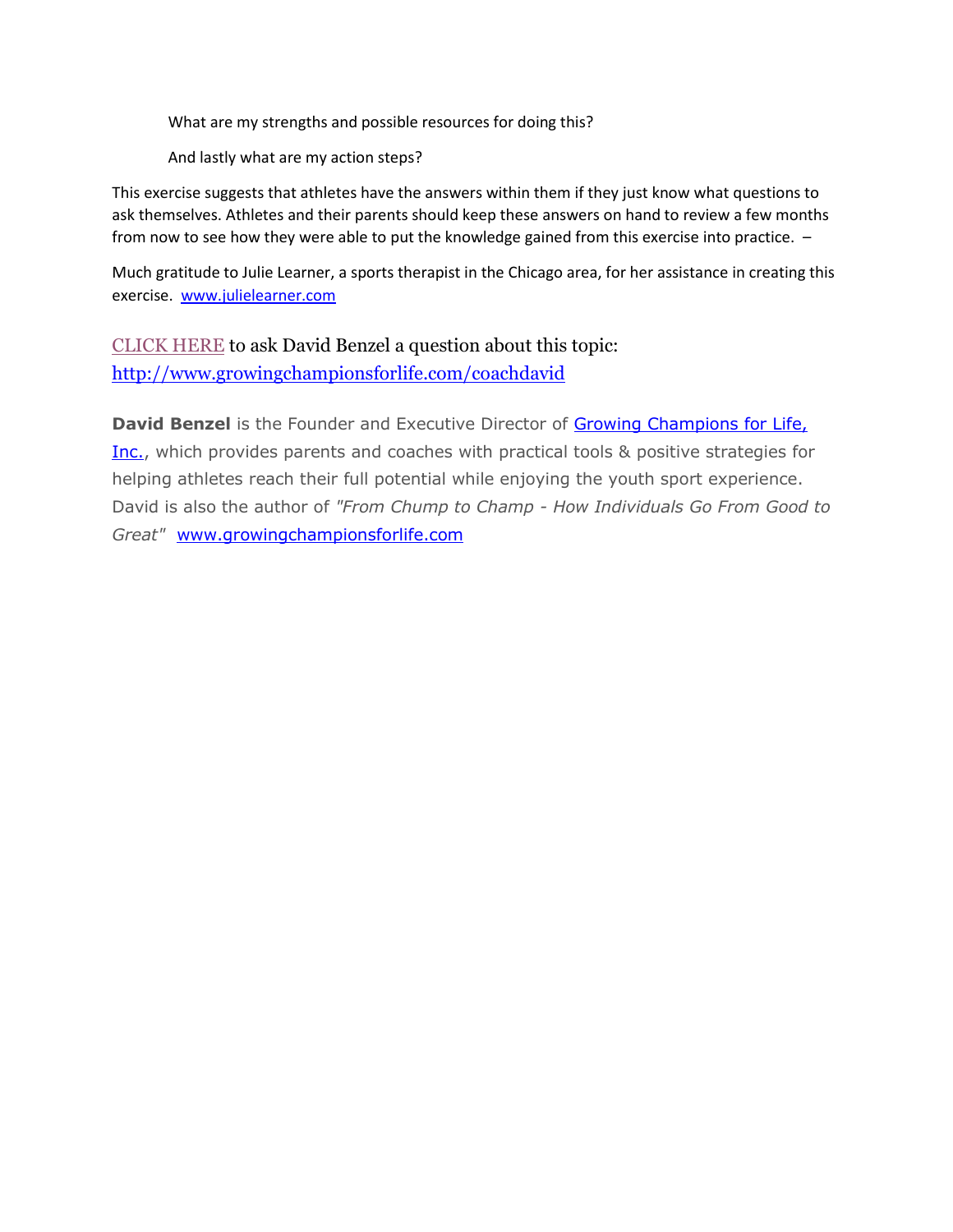What are my strengths and possible resources for doing this?

And lastly what are my action steps?

This exercise suggests that athletes have the answers within them if they just know what questions to ask themselves. Athletes and their parents should keep these answers on hand to review a few months from now to see how they were able to put the knowledge gained from this exercise into practice. –

Much gratitude to Julie Learner, a sports therapist in the Chicago area, for her assistance in creating this exercise. [www.julielearner.com](http://www.julielearner.com)

[CLICK HERE](http://www.growingchampionsforlife.com/coachdavid) to ask David Benzel a question about this topic: [http://www.growingchampionsforlife.com/coachdavid](http://www.growingchampionsforlife.com/coachdavid)

**David Benzel** is the Founder and Executive Director of [Growing Champions for Life, Inc.](http://www.growingchampionsforlife.com), which provides parents and coaches with practical tools & positive strategies for helping athletes reach their full potential while enjoying the youth sport experience. David is also the author of *"From Chump to Champ - How Individuals Go From Good to Great"* [www.growingchampionsforlife.com](http://www.growingchampionsforlife.com)